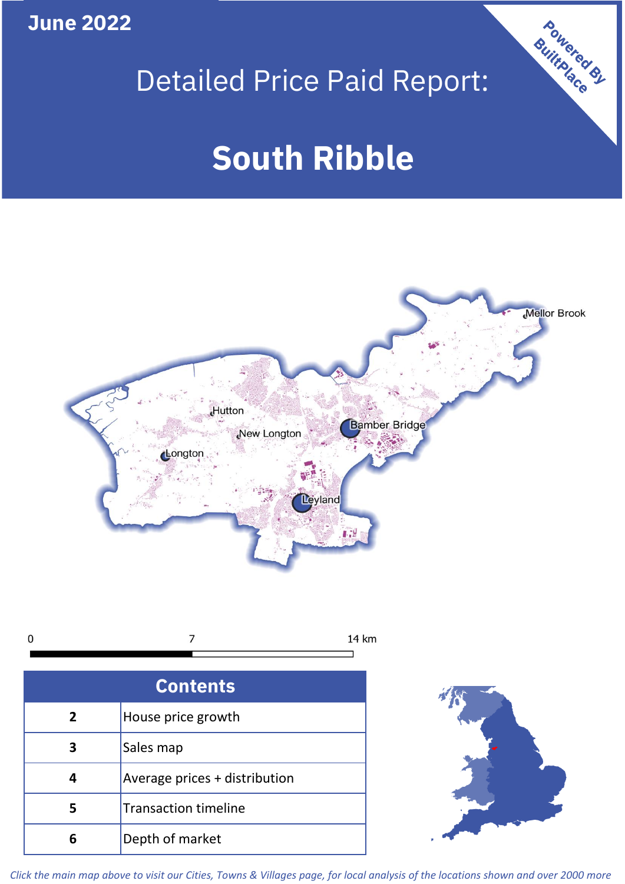June 2022

# Detailed Price Paid Report:

# South Ribble

Powered By BuiltPlace

Mellor Brook

Hutton

Bamber Bridge

New Longton

Longton

Leyland

0 7 14 km

| Contents | |
|---|---|
| 2 | House price growth |
| 3 | Sales map |
| 4 | Average prices + distribution |
| 5 | Transaction timeline |
| 6 | Depth of market |

*Click the main map above to visit our Cities, Towns & Villages page, for local analysis of the locations shown and over 2000 more*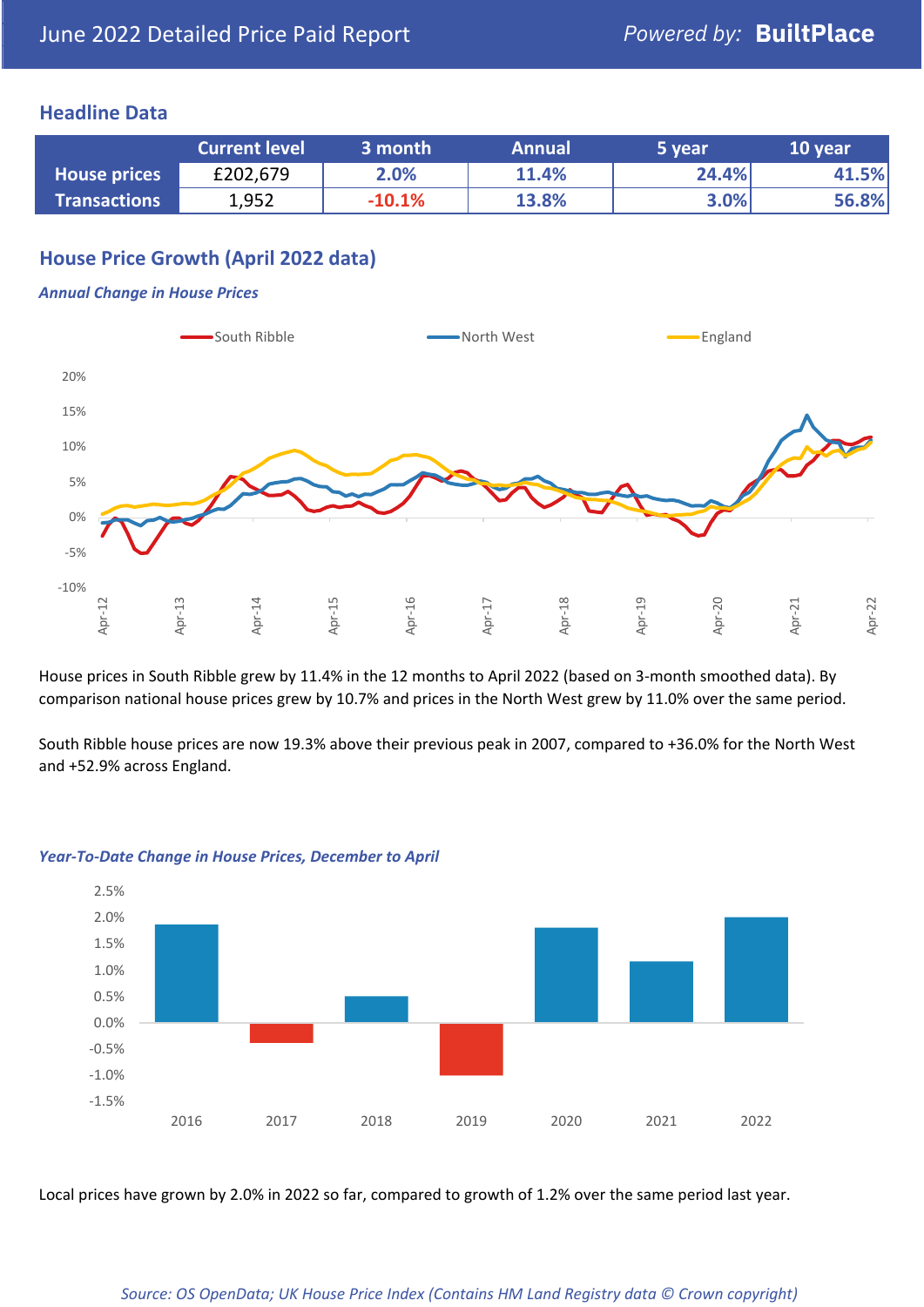June 2022 Detailed Price Paid Report

Powered by: **BuiltPlace**

## Headline Data

| | Current level | 3 month | Annual | 5 year | 10 year |
|---|---|---|---|---|---|
| **House prices** | £202,679 | 2.0% | 11.4% | 24.4% | 41.5% |
| **Transactions** | 1,952 | -10.1% | 13.8% | 3.0% | 56.8% |

## House Price Growth (April 2022 data)

### *Annual Change in House Prices*

House prices in South Ribble grew by 11.4% in the 12 months to April 2022 (based on 3-month smoothed data). By comparison national house prices grew by 10.7% and prices in the North West grew by 11.0% over the same period.

South Ribble house prices are now 19.3% above their previous peak in 2007, compared to +36.0% for the North West and +52.9% across England.

### *Year-To-Date Change in House Prices, December to April*

Local prices have grown by 2.0% in 2022 so far, compared to growth of 1.2% over the same period last year.

*Source: OS OpenData; UK House Price Index (Contains HM Land Registry data © Crown copyright)*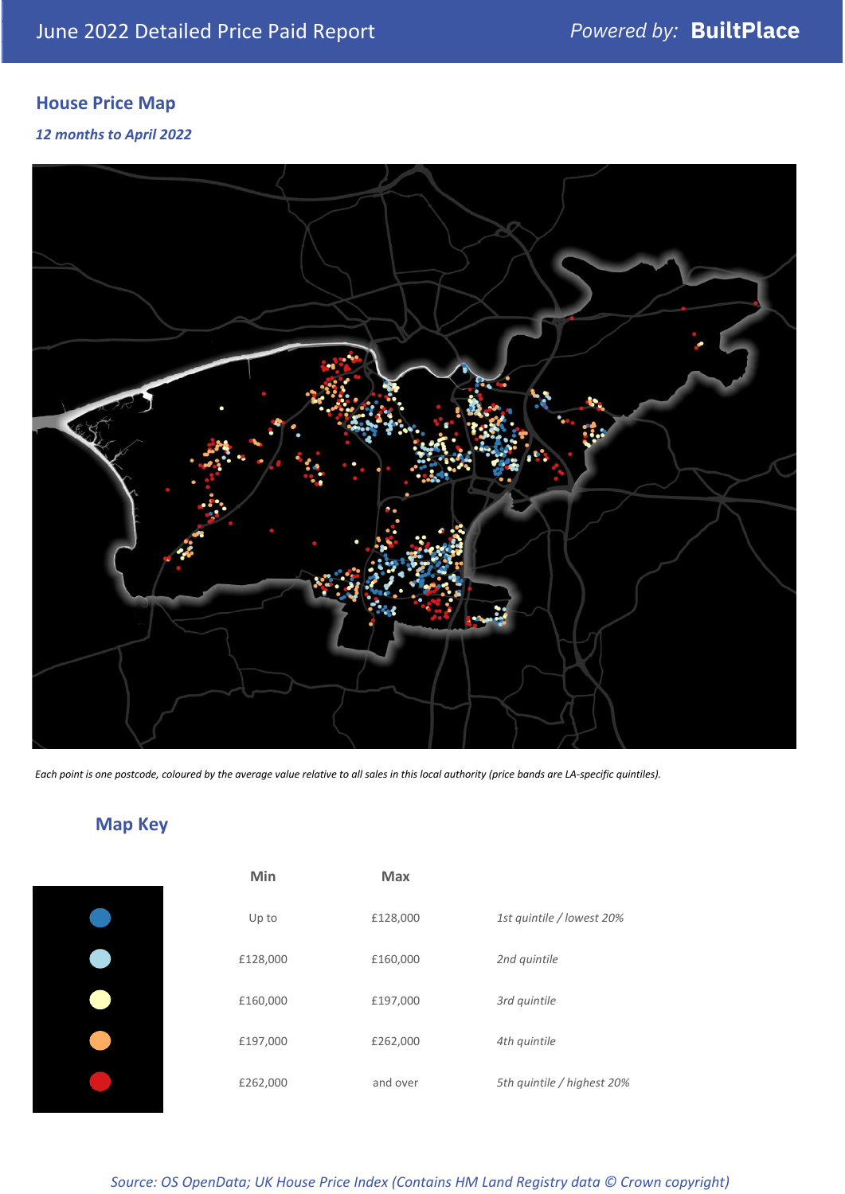## House Price Map

*12 months to April 2022*

*Each point is one postcode, coloured by the average value relative to all sales in this local authority (price bands are LA-specific quintiles).*

## Map Key

| | Min | Max | |
|---|---|---|---|
| | Up to | £128,000 | *1st quintile / lowest 20%* |
| | £128,000 | £160,000 | *2nd quintile* |
| | £160,000 | £197,000 | *3rd quintile* |
| | £197,000 | £262,000 | *4th quintile* |
| | £262,000 | and over | *5th quintile / highest 20%* |

*Source: OS OpenData; UK House Price Index (Contains HM Land Registry data © Crown copyright)*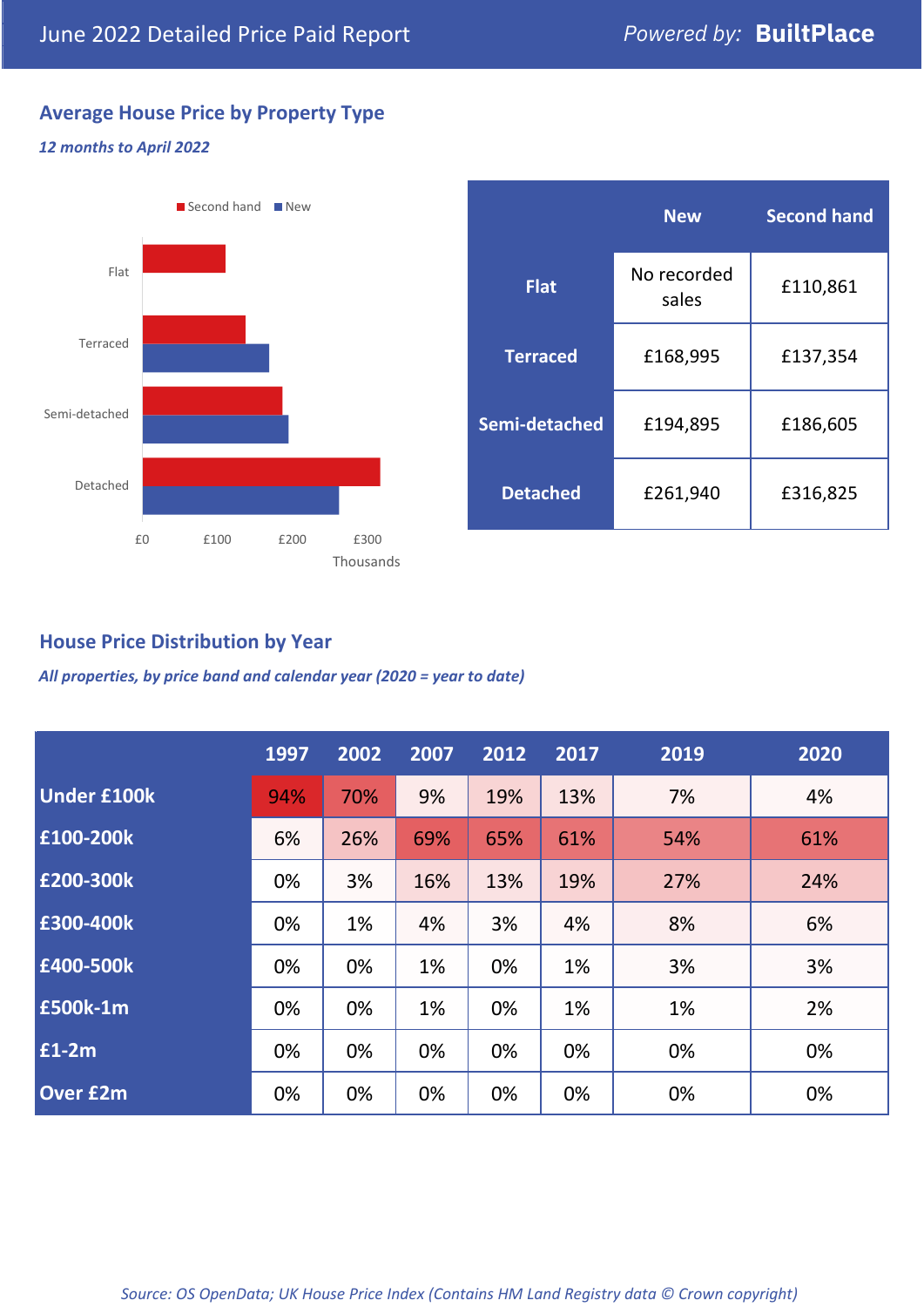June 2022 Detailed Price Paid Report

*Powered by:* **BuiltPlace**

## Average House Price by Property Type

***12 months to April 2022***

|  | New | Second hand |
|---|---|---|
| **Flat** | No recorded sales | £110,861 |
| **Terraced** | £168,995 | £137,354 |
| **Semi-detached** | £194,895 | £186,605 |
| **Detached** | £261,940 | £316,825 |

## House Price Distribution by Year

***All properties, by price band and calendar year (2020 = year to date)***

|  | 1997 | 2002 | 2007 | 2012 | 2017 | 2019 | 2020 |
|---|---|---|---|---|---|---|---|
| **Under £100k** | 94% | 70% | 9% | 19% | 13% | 7% | 4% |
| **£100-200k** | 6% | 26% | 69% | 65% | 61% | 54% | 61% |
| **£200-300k** | 0% | 3% | 16% | 13% | 19% | 27% | 24% |
| **£300-400k** | 0% | 1% | 4% | 3% | 4% | 8% | 6% |
| **£400-500k** | 0% | 0% | 1% | 0% | 1% | 3% | 3% |
| **£500k-1m** | 0% | 0% | 1% | 0% | 1% | 1% | 2% |
| **£1-2m** | 0% | 0% | 0% | 0% | 0% | 0% | 0% |
| **Over £2m** | 0% | 0% | 0% | 0% | 0% | 0% | 0% |

*Source: OS OpenData; UK House Price Index (Contains HM Land Registry data © Crown copyright)*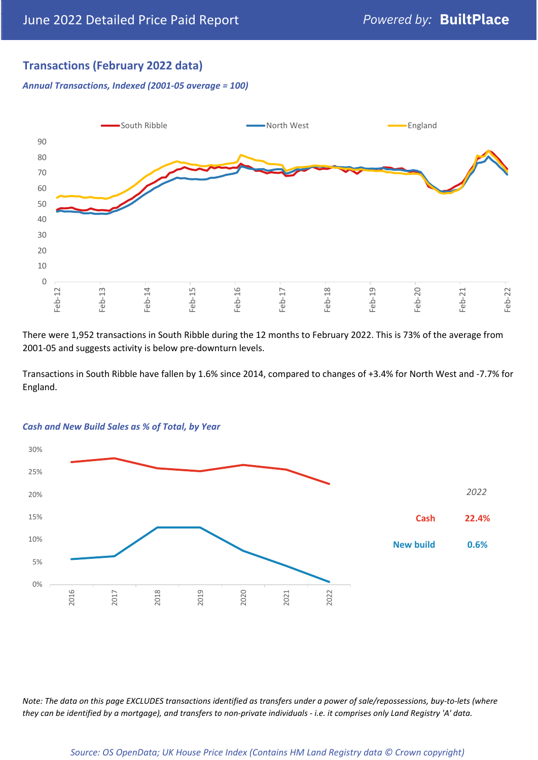## Transactions (February 2022 data)

*Annual Transactions, Indexed (2001-05 average = 100)*

There were 1,952 transactions in South Ribble during the 12 months to February 2022. This is 73% of the average from 2001-05 and suggests activity is below pre-downturn levels.

Transactions in South Ribble have fallen by 1.6% since 2014, compared to changes of +3.4% for North West and -7.7% for England.

*Cash and New Build Sales as % of Total, by Year*

| 2022 | |
|---|---|
| Cash | 22.4% |
| New build | 0.6% |

*Note: The data on this page EXCLUDES transactions identified as transfers under a power of sale/repossessions, buy-to-lets (where they can be identified by a mortgage), and transfers to non-private individuals - i.e. it comprises only Land Registry 'A' data.*

*Source: OS OpenData; UK House Price Index (Contains HM Land Registry data © Crown copyright)*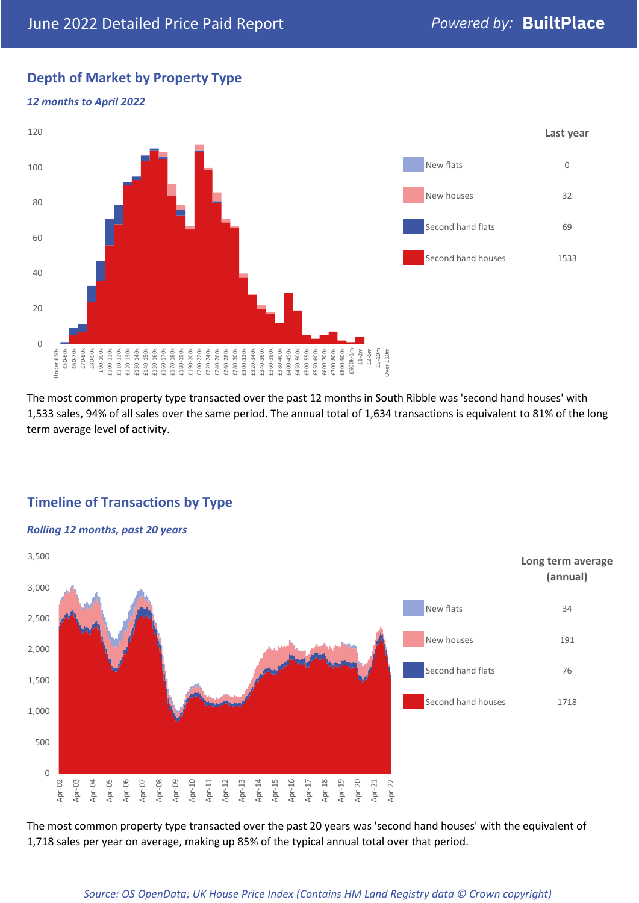June 2022 Detailed Price Paid Report

Powered by: **BuiltPlace**

## Depth of Market by Property Type

*12 months to April 2022*

120
100
80
60
40
20
0

Under £50k, £50-60k, £60-70k, £70-80k, £80-90k, £90-100k, £100-110k, £110-120k, £120-130k, £130-140k, £140-150k, £150-160k, £160-170k, £170-180k, £180-190k, £190-200k, £200-220k, £220-240k, £240-260k, £260-280k, £280-300k, £300-320k, £320-340k, £340-360k, £360-380k, £380-400k, £400-450k, £450-500k, £500-550k, £550-600k, £600-700k, £700-800k, £800-900k, £900k-1m, £1-2m, £2-5m, £5-10m, Over £10m

Last year

New flats 0
New houses 32
Second hand flats 69
Second hand houses 1533

The most common property type transacted over the past 12 months in South Ribble was 'second hand houses' with 1,533 sales, 94% of all sales over the same period. The annual total of 1,634 transactions is equivalent to 81% of the long term average level of activity.

## Timeline of Transactions by Type

*Rolling 12 months, past 20 years*

3,500
3,000
2,500
2,000
1,500
1,000
500
0

Apr-02, Apr-03, Apr-04, Apr-05, Apr-06, Apr-07, Apr-08, Apr-09, Apr-10, Apr-11, Apr-12, Apr-13, Apr-14, Apr-15, Apr-16, Apr-17, Apr-18, Apr-19, Apr-20, Apr-21, Apr-22

Long term average (annual)

New flats 34
New houses 191
Second hand flats 76
Second hand houses 1718

The most common property type transacted over the past 20 years was 'second hand houses' with the equivalent of 1,718 sales per year on average, making up 85% of the typical annual total over that period.

*Source: OS OpenData; UK House Price Index (Contains HM Land Registry data © Crown copyright)*